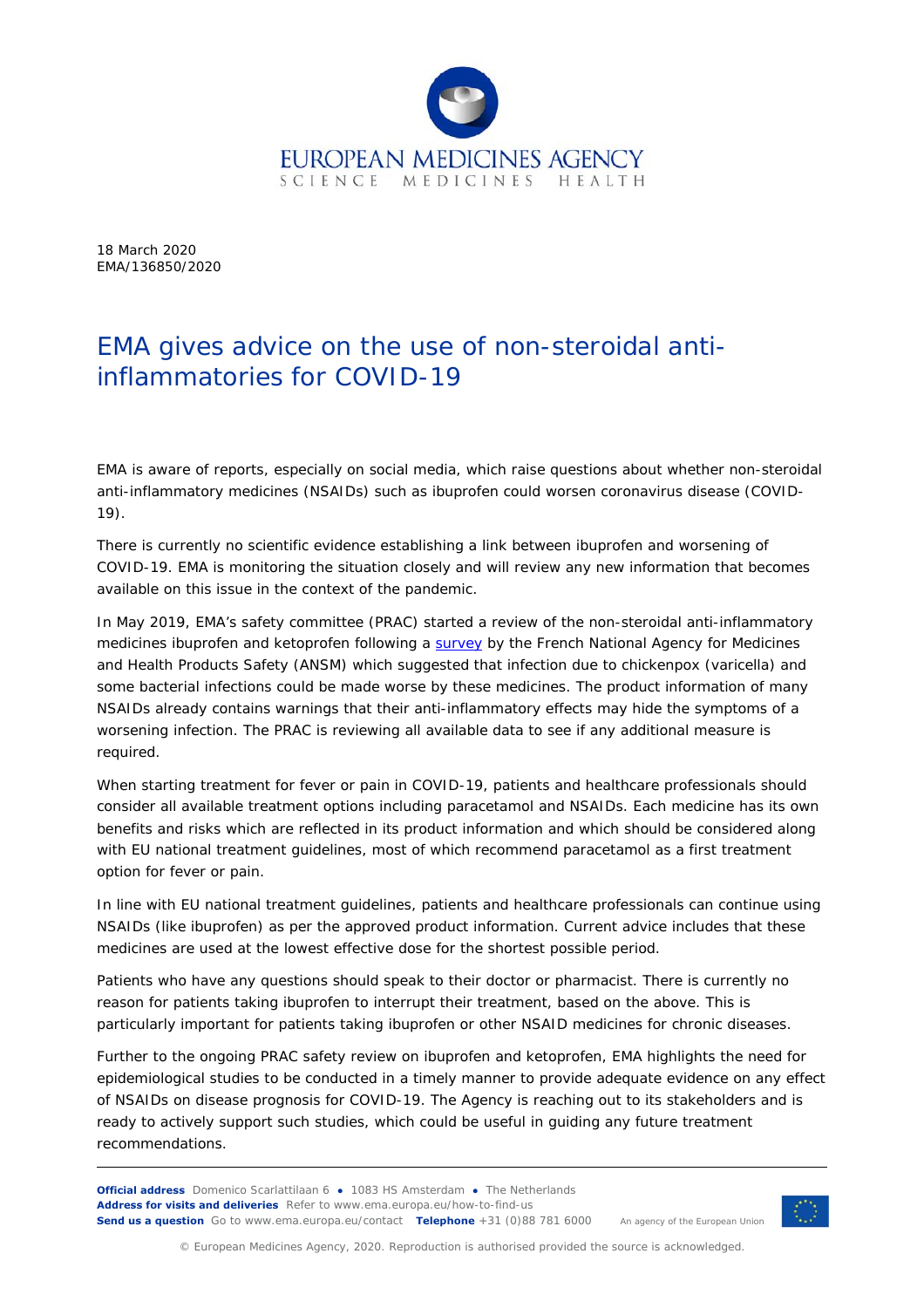EUROPEAN MEDICINES AGENCY
SCIENCE MEDICINES HEALTH

18 March 2020
EMA/136850/2020

# EMA gives advice on the use of non-steroidal anti-inflammatories for COVID-19

EMA is aware of reports, especially on social media, which raise questions about whether non-steroidal anti-inflammatory medicines (NSAIDs) such as ibuprofen could worsen coronavirus disease (COVID-19).

There is currently no scientific evidence establishing a link between ibuprofen and worsening of COVID-19. EMA is monitoring the situation closely and will review any new information that becomes available on this issue in the context of the pandemic.

In May 2019, EMA's safety committee (PRAC) started a review of the non-steroidal anti-inflammatory medicines ibuprofen and ketoprofen following a survey by the French National Agency for Medicines and Health Products Safety (ANSM) which suggested that infection due to chickenpox (varicella) and some bacterial infections could be made worse by these medicines. The product information of many NSAIDs already contains warnings that their anti-inflammatory effects may hide the symptoms of a worsening infection. The PRAC is reviewing all available data to see if any additional measure is required.

When starting treatment for fever or pain in COVID-19, patients and healthcare professionals should consider all available treatment options including paracetamol and NSAIDs. Each medicine has its own benefits and risks which are reflected in its product information and which should be considered along with EU national treatment guidelines, most of which recommend paracetamol as a first treatment option for fever or pain.

In line with EU national treatment guidelines, patients and healthcare professionals can continue using NSAIDs (like ibuprofen) as per the approved product information. Current advice includes that these medicines are used at the lowest effective dose for the shortest possible period.

Patients who have any questions should speak to their doctor or pharmacist. There is currently no reason for patients taking ibuprofen to interrupt their treatment, based on the above. This is particularly important for patients taking ibuprofen or other NSAID medicines for chronic diseases.

Further to the ongoing PRAC safety review on ibuprofen and ketoprofen, EMA highlights the need for epidemiological studies to be conducted in a timely manner to provide adequate evidence on any effect of NSAIDs on disease prognosis for COVID-19. The Agency is reaching out to its stakeholders and is ready to actively support such studies, which could be useful in guiding any future treatment recommendations.

**Official address** Domenico Scarlattilaan 6 ● 1083 HS Amsterdam ● The Netherlands
**Address for visits and deliveries** Refer to www.ema.europa.eu/how-to-find-us
**Send us a question** Go to www.ema.europa.eu/contact **Telephone** +31 (0)88 781 6000

An agency of the European Union

© European Medicines Agency, 2020. Reproduction is authorised provided the source is acknowledged.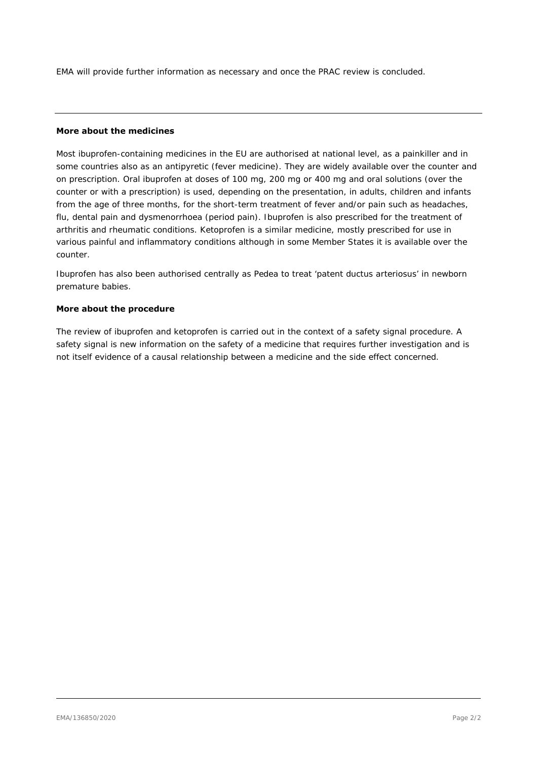EMA will provide further information as necessary and once the PRAC review is concluded.

---

**More about the medicines**

Most ibuprofen-containing medicines in the EU are authorised at national level, as a painkiller and in some countries also as an antipyretic (fever medicine). They are widely available over the counter and on prescription. Oral ibuprofen at doses of 100 mg, 200 mg or 400 mg and oral solutions (over the counter or with a prescription) is used, depending on the presentation, in adults, children and infants from the age of three months, for the short-term treatment of fever and/or pain such as headaches, flu, dental pain and dysmenorrhoea (period pain). Ibuprofen is also prescribed for the treatment of arthritis and rheumatic conditions. Ketoprofen is a similar medicine, mostly prescribed for use in various painful and inflammatory conditions although in some Member States it is available over the counter.

Ibuprofen has also been authorised centrally as Pedea to treat 'patent ductus arteriosus' in newborn premature babies.

**More about the procedure**

The review of ibuprofen and ketoprofen is carried out in the context of a safety signal procedure. A safety signal is new information on the safety of a medicine that requires further investigation and is not itself evidence of a causal relationship between a medicine and the side effect concerned.